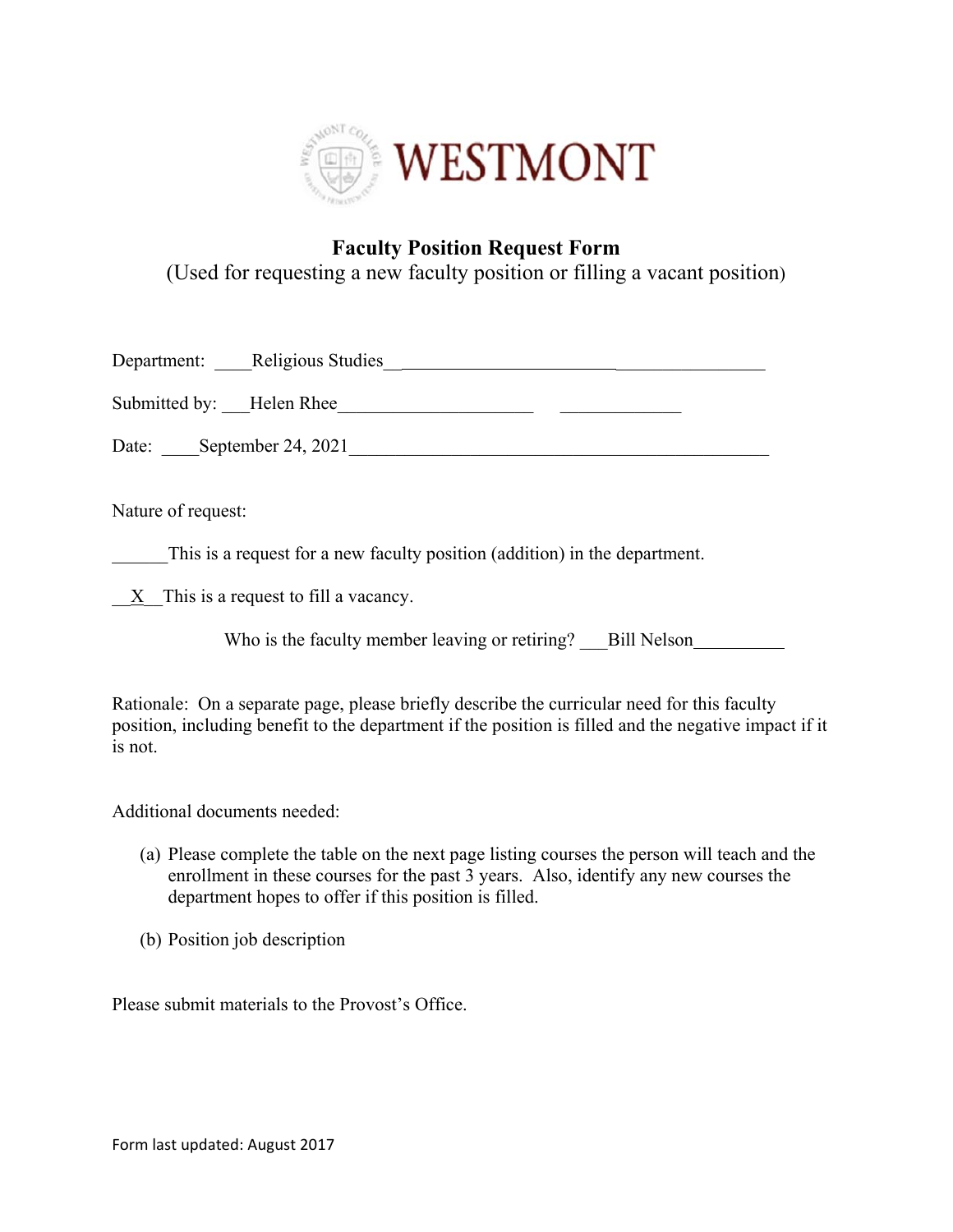WESTMONT

# Faculty Position Request Form

(Used for requesting a new faculty position or filling a vacant position)

Department: ____Religious Studies________________________________________

Submitted by: ___Helen Rhee_____________________ _____________

Date: ____September 24, 2021_____________________________________________

Nature of request:

______This is a request for a new faculty position (addition) in the department.

__X__This is a request to fill a vacancy.

Who is the faculty member leaving or retiring? ___Bill Nelson__________

Rationale: On a separate page, please briefly describe the curricular need for this faculty position, including benefit to the department if the position is filled and the negative impact if it is not.

Additional documents needed:

(a) Please complete the table on the next page listing courses the person will teach and the enrollment in these courses for the past 3 years. Also, identify any new courses the department hopes to offer if this position is filled.

(b) Position job description

Please submit materials to the Provost's Office.

Form last updated: August 2017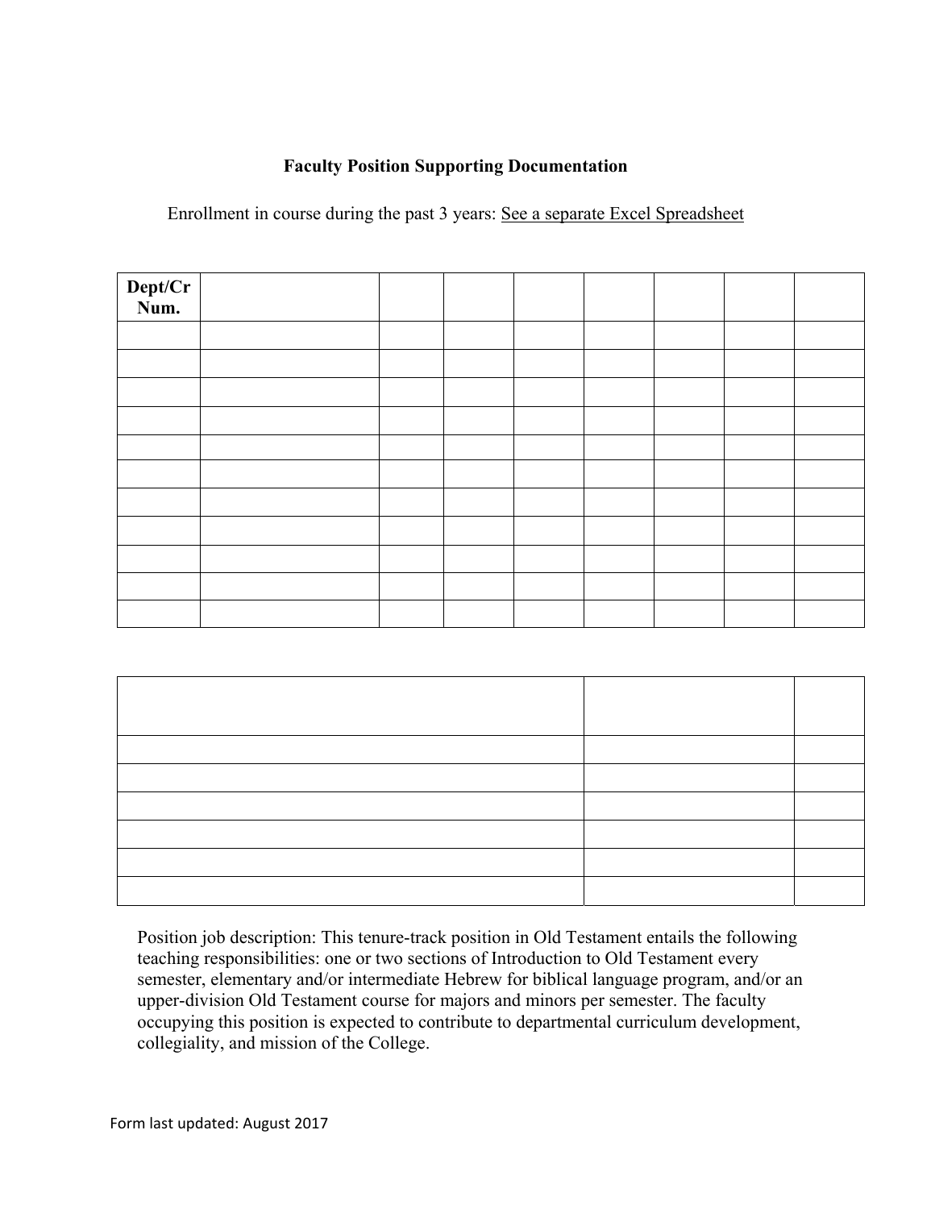**Faculty Position Supporting Documentation**

Enrollment in course during the past 3 years: <u>See a separate Excel Spreadsheet</u>

| **Dept/Cr Num.** | | | | | | | | |
|---|---|---|---|---|---|---|---|---|
| | | | | | | | | |
| | | | | | | | | |
| | | | | | | | | |
| | | | | | | | | |
| | | | | | | | | |
| | | | | | | | | |
| | | | | | | | | |
| | | | | | | | | |
| | | | | | | | | |
| | | | | | | | | |
| | | | | | | | | |

| | | |
|---|---|---|
| | | |
| | | |
| | | |
| | | |
| | | |
| | | |
| | | |

Position job description: This tenure-track position in Old Testament entails the following teaching responsibilities: one or two sections of Introduction to Old Testament every semester, elementary and/or intermediate Hebrew for biblical language program, and/or an upper-division Old Testament course for majors and minors per semester. The faculty occupying this position is expected to contribute to departmental curriculum development, collegiality, and mission of the College.

Form last updated: August 2017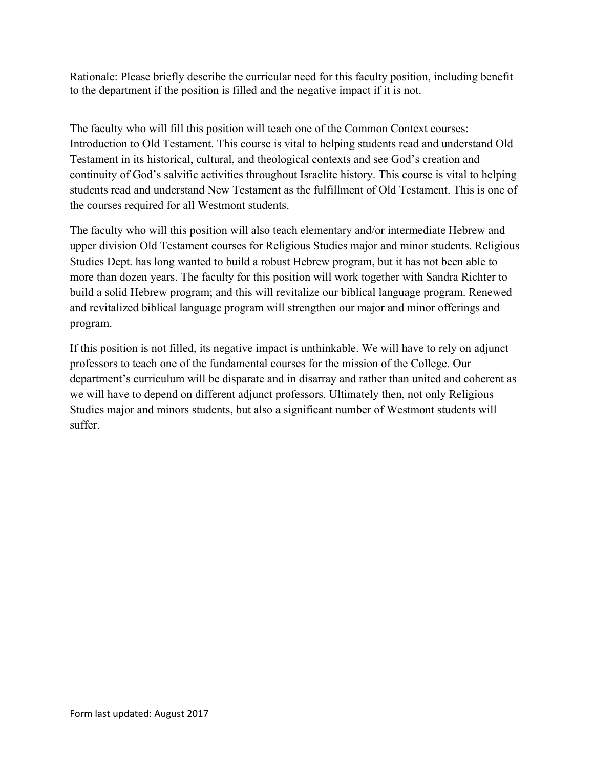Rationale: Please briefly describe the curricular need for this faculty position, including benefit to the department if the position is filled and the negative impact if it is not.

The faculty who will fill this position will teach one of the Common Context courses: Introduction to Old Testament. This course is vital to helping students read and understand Old Testament in its historical, cultural, and theological contexts and see God's creation and continuity of God's salvific activities throughout Israelite history. This course is vital to helping students read and understand New Testament as the fulfillment of Old Testament. This is one of the courses required for all Westmont students.

The faculty who will this position will also teach elementary and/or intermediate Hebrew and upper division Old Testament courses for Religious Studies major and minor students. Religious Studies Dept. has long wanted to build a robust Hebrew program, but it has not been able to more than dozen years. The faculty for this position will work together with Sandra Richter to build a solid Hebrew program; and this will revitalize our biblical language program. Renewed and revitalized biblical language program will strengthen our major and minor offerings and program.

If this position is not filled, its negative impact is unthinkable. We will have to rely on adjunct professors to teach one of the fundamental courses for the mission of the College. Our department's curriculum will be disparate and in disarray and rather than united and coherent as we will have to depend on different adjunct professors. Ultimately then, not only Religious Studies major and minors students, but also a significant number of Westmont students will suffer.

Form last updated: August 2017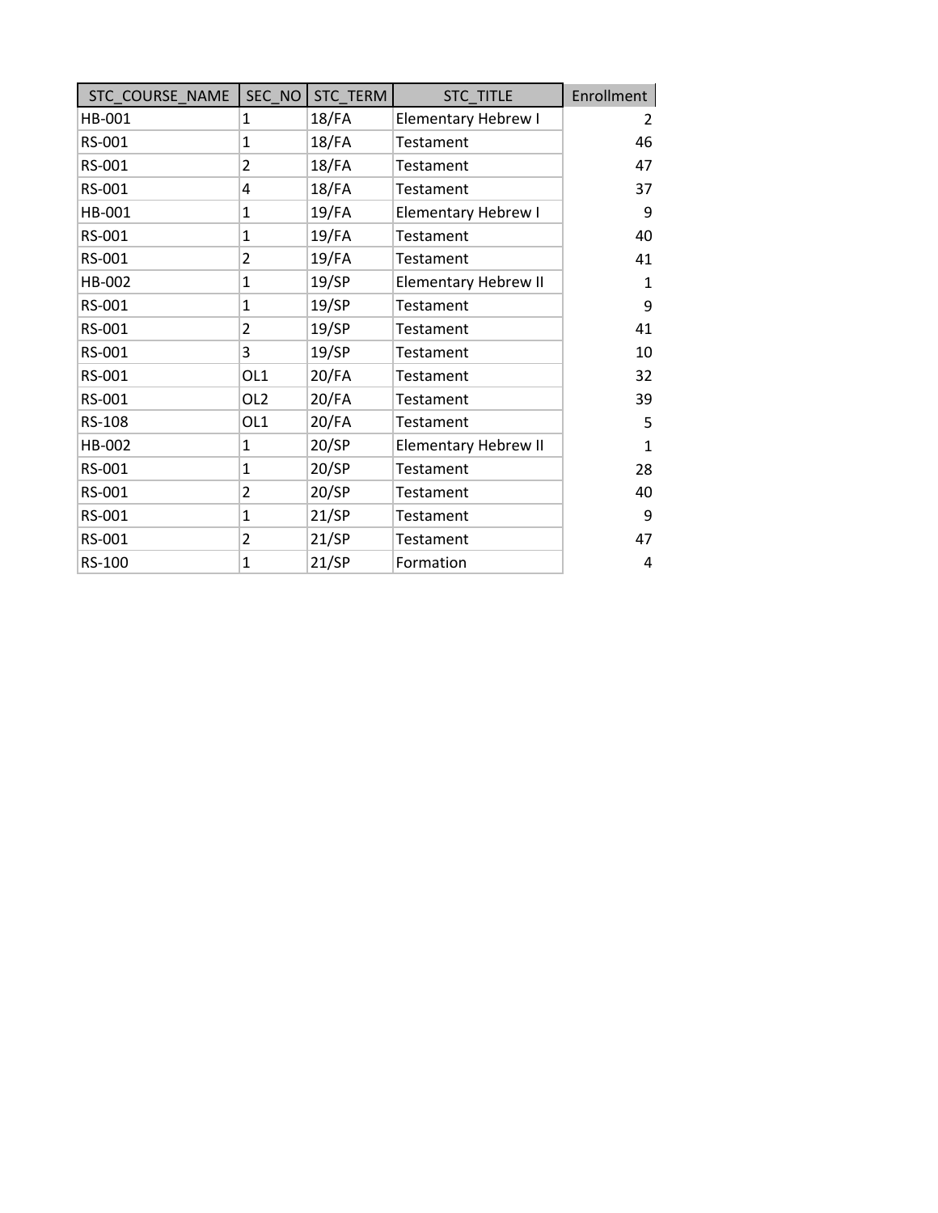| STC_COURSE_NAME | SEC_NO | STC_TERM | STC_TITLE | Enrollment |
|---|---|---|---|---|
| HB-001 | 1 | 18/FA | Elementary Hebrew I | 2 |
| RS-001 | 1 | 18/FA | Testament | 46 |
| RS-001 | 2 | 18/FA | Testament | 47 |
| RS-001 | 4 | 18/FA | Testament | 37 |
| HB-001 | 1 | 19/FA | Elementary Hebrew I | 9 |
| RS-001 | 1 | 19/FA | Testament | 40 |
| RS-001 | 2 | 19/FA | Testament | 41 |
| HB-002 | 1 | 19/SP | Elementary Hebrew II | 1 |
| RS-001 | 1 | 19/SP | Testament | 9 |
| RS-001 | 2 | 19/SP | Testament | 41 |
| RS-001 | 3 | 19/SP | Testament | 10 |
| RS-001 | OL1 | 20/FA | Testament | 32 |
| RS-001 | OL2 | 20/FA | Testament | 39 |
| RS-108 | OL1 | 20/FA | Testament | 5 |
| HB-002 | 1 | 20/SP | Elementary Hebrew II | 1 |
| RS-001 | 1 | 20/SP | Testament | 28 |
| RS-001 | 2 | 20/SP | Testament | 40 |
| RS-001 | 1 | 21/SP | Testament | 9 |
| RS-001 | 2 | 21/SP | Testament | 47 |
| RS-100 | 1 | 21/SP | Formation | 4 |